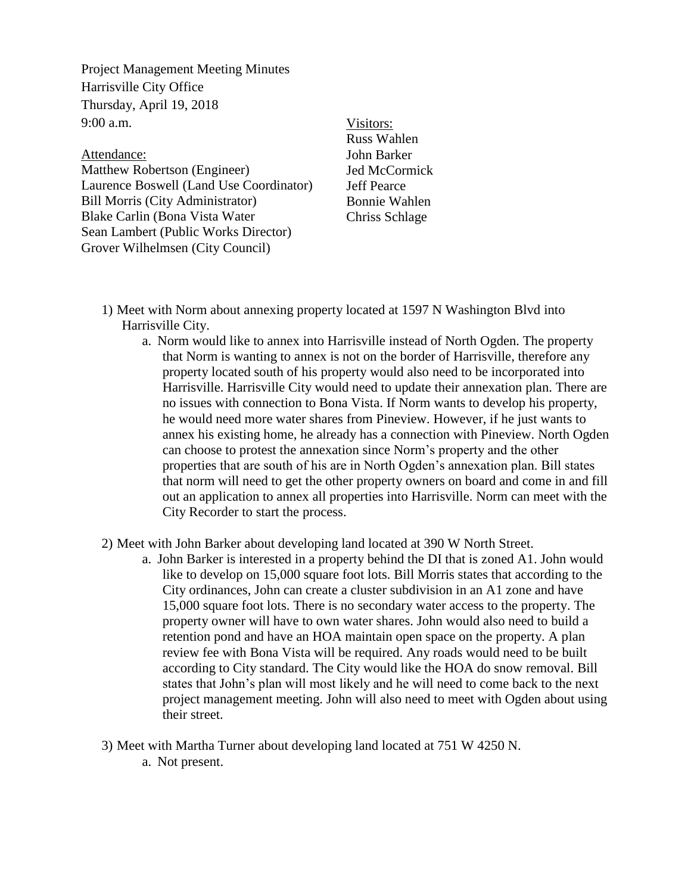Project Management Meeting Minutes
Harrisville City Office
Thursday, April 19, 2018
9:00 a.m.

Attendance:
Matthew Robertson (Engineer)
Laurence Boswell (Land Use Coordinator)
Bill Morris (City Administrator)
Blake Carlin (Bona Vista Water
Sean Lambert (Public Works Director)
Grover Wilhelmsen (City Council)

Visitors:
Russ Wahlen
John Barker
Jed McCormick
Jeff Pearce
Bonnie Wahlen
Chriss Schlage

1) Meet with Norm about annexing property located at 1597 N Washington Blvd into Harrisville City.
    a. Norm would like to annex into Harrisville instead of North Ogden. The property that Norm is wanting to annex is not on the border of Harrisville, therefore any property located south of his property would also need to be incorporated into Harrisville. Harrisville City would need to update their annexation plan. There are no issues with connection to Bona Vista. If Norm wants to develop his property, he would need more water shares from Pineview. However, if he just wants to annex his existing home, he already has a connection with Pineview. North Ogden can choose to protest the annexation since Norm's property and the other properties that are south of his are in North Ogden's annexation plan. Bill states that norm will need to get the other property owners on board and come in and fill out an application to annex all properties into Harrisville. Norm can meet with the City Recorder to start the process.

2) Meet with John Barker about developing land located at 390 W North Street.
    a. John Barker is interested in a property behind the DI that is zoned A1. John would like to develop on 15,000 square foot lots. Bill Morris states that according to the City ordinances, John can create a cluster subdivision in an A1 zone and have 15,000 square foot lots. There is no secondary water access to the property. The property owner will have to own water shares. John would also need to build a retention pond and have an HOA maintain open space on the property. A plan review fee with Bona Vista will be required. Any roads would need to be built according to City standard. The City would like the HOA do snow removal. Bill states that John's plan will most likely and he will need to come back to the next project management meeting. John will also need to meet with Ogden about using their street.

3) Meet with Martha Turner about developing land located at 751 W 4250 N.
    a. Not present.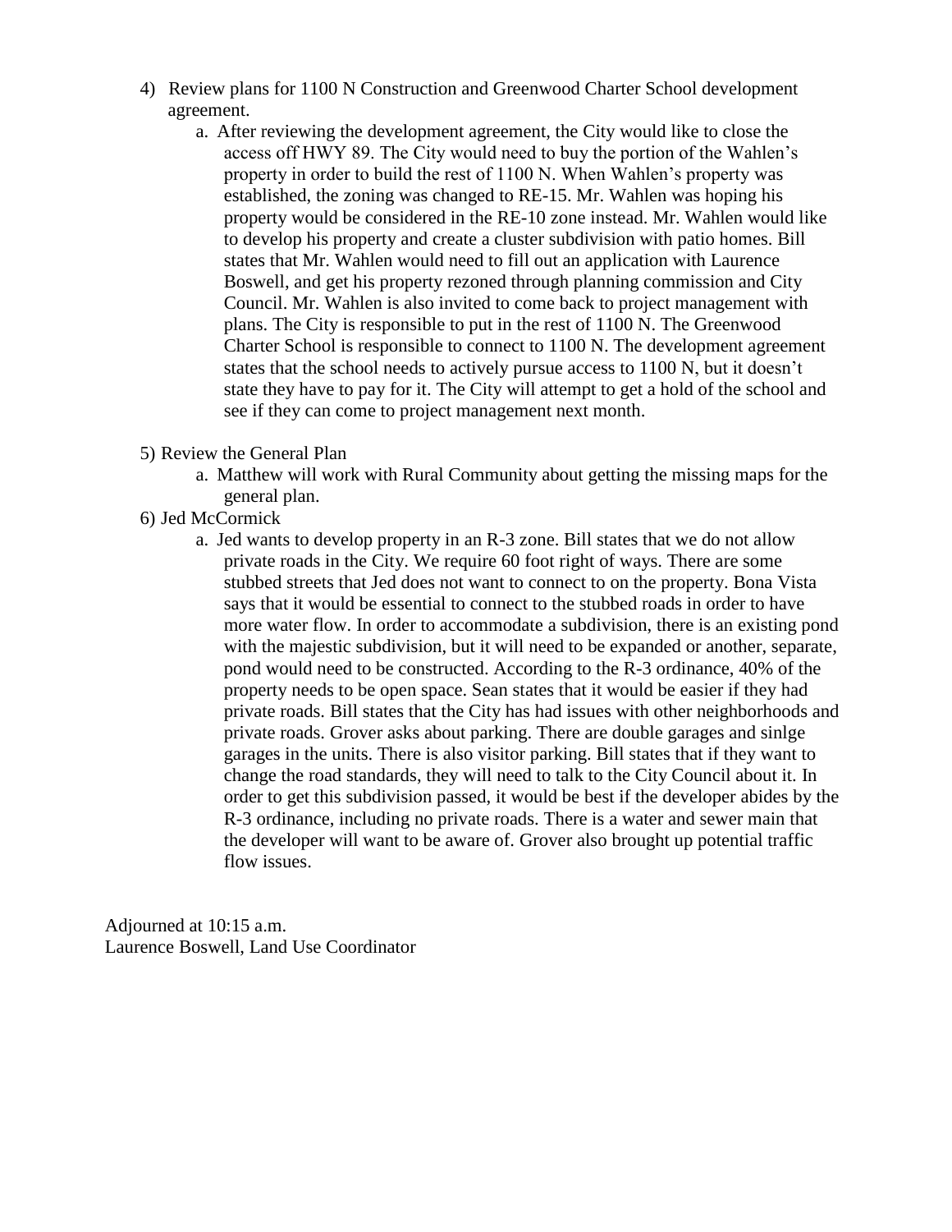4) Review plans for 1100 N Construction and Greenwood Charter School development agreement.

   a. After reviewing the development agreement, the City would like to close the access off HWY 89. The City would need to buy the portion of the Wahlen's property in order to build the rest of 1100 N. When Wahlen's property was established, the zoning was changed to RE-15. Mr. Wahlen was hoping his property would be considered in the RE-10 zone instead. Mr. Wahlen would like to develop his property and create a cluster subdivision with patio homes. Bill states that Mr. Wahlen would need to fill out an application with Laurence Boswell, and get his property rezoned through planning commission and City Council. Mr. Wahlen is also invited to come back to project management with plans. The City is responsible to put in the rest of 1100 N. The Greenwood Charter School is responsible to connect to 1100 N. The development agreement states that the school needs to actively pursue access to 1100 N, but it doesn't state they have to pay for it. The City will attempt to get a hold of the school and see if they can come to project management next month.

5) Review the General Plan

   a. Matthew will work with Rural Community about getting the missing maps for the general plan.

6) Jed McCormick

   a. Jed wants to develop property in an R-3 zone. Bill states that we do not allow private roads in the City. We require 60 foot right of ways. There are some stubbed streets that Jed does not want to connect to on the property. Bona Vista says that it would be essential to connect to the stubbed roads in order to have more water flow. In order to accommodate a subdivision, there is an existing pond with the majestic subdivision, but it will need to be expanded or another, separate, pond would need to be constructed. According to the R-3 ordinance, 40% of the property needs to be open space. Sean states that it would be easier if they had private roads. Bill states that the City has had issues with other neighborhoods and private roads. Grover asks about parking. There are double garages and sinlge garages in the units. There is also visitor parking. Bill states that if they want to change the road standards, they will need to talk to the City Council about it. In order to get this subdivision passed, it would be best if the developer abides by the R-3 ordinance, including no private roads. There is a water and sewer main that the developer will want to be aware of. Grover also brought up potential traffic flow issues.

Adjourned at 10:15 a.m.
Laurence Boswell, Land Use Coordinator